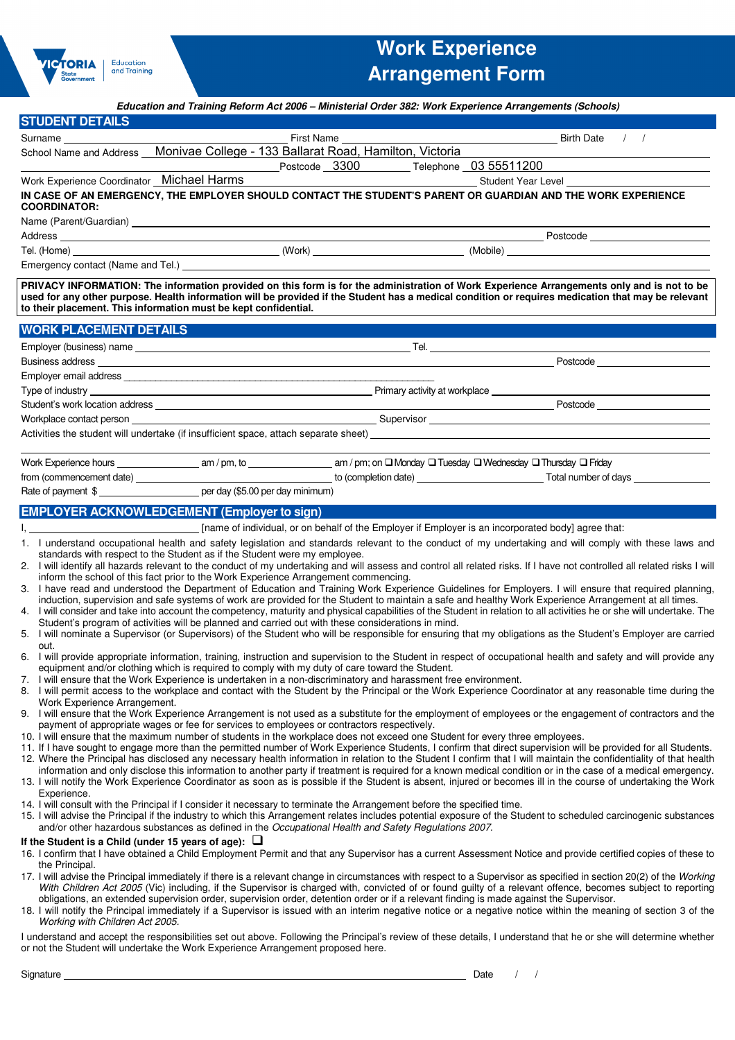# Work Experience Arrangement Form

***Education and Training Reform Act 2006 – Ministerial Order 382: Work Experience Arrangements (Schools)***

## STUDENT DETAILS

Surname ______________________ First Name ______________________ Birth Date / /

School Name and Address Monivae College - 133 Ballarat Road, Hamilton, Victoria

Postcode 3300 Telephone 03 55511200

Work Experience Coordinator Michael Harms Student Year Level ______________________

**IN CASE OF AN EMERGENCY, THE EMPLOYER SHOULD CONTACT THE STUDENT'S PARENT OR GUARDIAN AND THE WORK EXPERIENCE COORDINATOR:**

Name (Parent/Guardian) ______________________

Address ______________________ Postcode ______________________

Tel. (Home) ______________________ (Work) ______________________ (Mobile) ______________________

Emergency contact (Name and Tel.) ______________________

**PRIVACY INFORMATION: The information provided on this form is for the administration of Work Experience Arrangements only and is not to be used for any other purpose. Health information will be provided if the Student has a medical condition or requires medication that may be relevant to their placement. This information must be kept confidential.**

## WORK PLACEMENT DETAILS

Employer (business) name ______________________ Tel. ______________________

Business address ______________________ Postcode ______________________

Employer email address ______________________

Type of industry ______________________ Primary activity at workplace ______________________

Student's work location address ______________________ Postcode ______________________

Workplace contact person ______________________ Supervisor ______________________

Activities the student will undertake (if insufficient space, attach separate sheet) ______________________

Work Experience hours __________ am / pm, to __________ am / pm; on ❑ Monday ❑ Tuesday ❑ Wednesday ❑ Thursday ❑ Friday

from (commencement date) ______________________ to (completion date) ______________________ Total number of days __________

Rate of payment $ __________ per day ($5.00 per day minimum)

## EMPLOYER ACKNOWLEDGEMENT (Employer to sign)

I, ______________________ [name of individual, or on behalf of the Employer if Employer is an incorporated body] agree that:

1. I understand occupational health and safety legislation and standards relevant to the conduct of my undertaking and will comply with these laws and standards with respect to the Student as if the Student were my employee.
2. I will identify all hazards relevant to the conduct of my undertaking and will assess and control all related risks. If I have not controlled all related risks I will inform the school of this fact prior to the Work Experience Arrangement commencing.
3. I have read and understood the Department of Education and Training Work Experience Guidelines for Employers. I will ensure that required planning, induction, supervision and safe systems of work are provided for the Student to maintain a safe and healthy Work Experience Arrangement at all times.
4. I will consider and take into account the competency, maturity and physical capabilities of the Student in relation to all activities he or she will undertake. The Student's program of activities will be planned and carried out with these considerations in mind.
5. I will nominate a Supervisor (or Supervisors) of the Student who will be responsible for ensuring that my obligations as the Student's Employer are carried out.
6. I will provide appropriate information, training, instruction and supervision to the Student in respect of occupational health and safety and will provide any equipment and/or clothing which is required to comply with my duty of care toward the Student.
7. I will ensure that the Work Experience is undertaken in a non-discriminatory and harassment free environment.
8. I will permit access to the workplace and contact with the Student by the Principal or the Work Experience Coordinator at any reasonable time during the Work Experience Arrangement.
9. I will ensure that the Work Experience Arrangement is not used as a substitute for the employment of employees or the engagement of contractors and the payment of appropriate wages or fee for services to employees or contractors respectively.
10. I will ensure that the maximum number of students in the workplace does not exceed one Student for every three employees.
11. If I have sought to engage more than the permitted number of Work Experience Students, I confirm that direct supervision will be provided for all Students.
12. Where the Principal has disclosed any necessary health information in relation to the Student I confirm that I will maintain the confidentiality of that health information and only disclose this information to another party if treatment is required for a known medical condition or in the case of a medical emergency.
13. I will notify the Work Experience Coordinator as soon as is possible if the Student is absent, injured or becomes ill in the course of undertaking the Work Experience.
14. I will consult with the Principal if I consider it necessary to terminate the Arrangement before the specified time.
15. I will advise the Principal if the industry to which this Arrangement relates includes potential exposure of the Student to scheduled carcinogenic substances and/or other hazardous substances as defined in the *Occupational Health and Safety Regulations 2007*.

**If the Student is a Child (under 15 years of age):** ❑

16. I confirm that I have obtained a Child Employment Permit and that any Supervisor has a current Assessment Notice and provide certified copies of these to the Principal.
17. I will advise the Principal immediately if there is a relevant change in circumstances with respect to a Supervisor as specified in section 20(2) of the *Working With Children Act 2005* (Vic) including, if the Supervisor is charged with, convicted of or found guilty of a relevant offence, becomes subject to reporting obligations, an extended supervision order, supervision order, detention order or if a relevant finding is made against the Supervisor.
18. I will notify the Principal immediately if a Supervisor is issued with an interim negative notice or a negative notice within the meaning of section 3 of the *Working with Children Act 2005.*

I understand and accept the responsibilities set out above. Following the Principal's review of these details, I understand that he or she will determine whether or not the Student will undertake the Work Experience Arrangement proposed here.

Signature ______________________ Date / /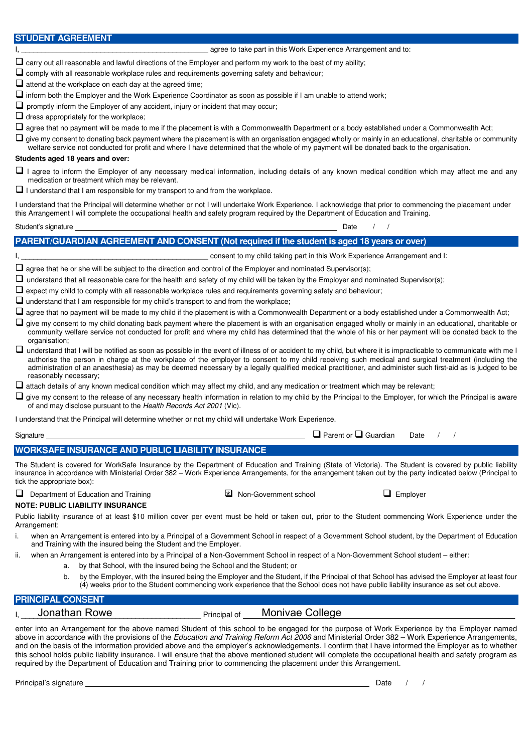## STUDENT AGREEMENT

I, _______________________________________________ agree to take part in this Work Experience Arrangement and to:

- ☐ carry out all reasonable and lawful directions of the Employer and perform my work to the best of my ability;
- ☐ comply with all reasonable workplace rules and requirements governing safety and behaviour;
- ☐ attend at the workplace on each day at the agreed time;
- ☐ inform both the Employer and the Work Experience Coordinator as soon as possible if I am unable to attend work;
- ☐ promptly inform the Employer of any accident, injury or incident that may occur;
- ☐ dress appropriately for the workplace;
- ☐ agree that no payment will be made to me if the placement is with a Commonwealth Department or a body established under a Commonwealth Act;
- ☐ give my consent to donating back payment where the placement is with an organisation engaged wholly or mainly in an educational, charitable or community welfare service not conducted for profit and where I have determined that the whole of my payment will be donated back to the organisation.

**Students aged 18 years and over:**

- ☐ I agree to inform the Employer of any necessary medical information, including details of any known medical condition which may affect me and any medication or treatment which may be relevant.
- ☐ I understand that I am responsible for my transport to and from the workplace.

I understand that the Principal will determine whether or not I will undertake Work Experience. I acknowledge that prior to commencing the placement under this Arrangement I will complete the occupational health and safety program required by the Department of Education and Training.

Student's signature ____________________________________________ Date / /

## PARENT/GUARDIAN AGREEMENT AND CONSENT (Not required if the student is aged 18 years or over)

I, _______________________________________________ consent to my child taking part in this Work Experience Arrangement and I:

- ☐ agree that he or she will be subject to the direction and control of the Employer and nominated Supervisor(s);
- ☐ understand that all reasonable care for the health and safety of my child will be taken by the Employer and nominated Supervisor(s);
- ☐ expect my child to comply with all reasonable workplace rules and requirements governing safety and behaviour;
- ☐ understand that I am responsible for my child's transport to and from the workplace;
- ☐ agree that no payment will be made to my child if the placement is with a Commonwealth Department or a body established under a Commonwealth Act;
- ☐ give my consent to my child donating back payment where the placement is with an organisation engaged wholly or mainly in an educational, charitable or community welfare service not conducted for profit and where my child has determined that the whole of his or her payment will be donated back to the organisation;
- ☐ understand that I will be notified as soon as possible in the event of illness of or accident to my child, but where it is impracticable to communicate with me I authorise the person in charge at the workplace of the employer to consent to my child receiving such medical and surgical treatment (including the administration of an anaesthesia) as may be deemed necessary by a legally qualified medical practitioner, and administer such first-aid as is judged to be reasonably necessary;
- ☐ attach details of any known medical condition which may affect my child, and any medication or treatment which may be relevant;
- ☐ give my consent to the release of any necessary health information in relation to my child by the Principal to the Employer, for which the Principal is aware of and may disclose pursuant to the *Health Records Act 2001* (Vic).

I understand that the Principal will determine whether or not my child will undertake Work Experience.

Signature ____________________________________________ ☐ Parent or ☐ Guardian Date / /

## WORKSAFE INSURANCE AND PUBLIC LIABILITY INSURANCE

The Student is covered for WorkSafe Insurance by the Department of Education and Training (State of Victoria). The Student is covered by public liability insurance in accordance with Ministerial Order 382 – Work Experience Arrangements, for the arrangement taken out by the party indicated below (Principal to tick the appropriate box):

☐ Department of Education and Training ☒ Non-Government school ☐ Employer

**NOTE: PUBLIC LIABILITY INSURANCE**

Public liability insurance of at least $10 million cover per event must be held or taken out, prior to the Student commencing Work Experience under the Arrangement:

i. when an Arrangement is entered into by a Principal of a Government School in respect of a Government School student, by the Department of Education and Training with the insured being the Student and the Employer.

ii. when an Arrangement is entered into by a Principal of a Non-Government School in respect of a Non-Government School student – either:
   a. by that School, with the insured being the School and the Student; or
   b. by the Employer, with the insured being the Employer and the Student, if the Principal of that School has advised the Employer at least four (4) weeks prior to the Student commencing work experience that the School does not have public liability insurance as set out above.

## PRINCIPAL CONSENT

I, Jonathan Rowe Principal of Monivae College

enter into an Arrangement for the above named Student of this school to be engaged for the purpose of Work Experience by the Employer named above in accordance with the provisions of the *Education and Training Reform Act 2006* and Ministerial Order 382 – Work Experience Arrangements, and on the basis of the information provided above and the employer's acknowledgements. I confirm that I have informed the Employer as to whether this school holds public liability insurance. I will ensure that the above mentioned student will complete the occupational health and safety program as required by the Department of Education and Training prior to commencing the placement under this Arrangement.

Principal's signature ____________________________________________ Date / /